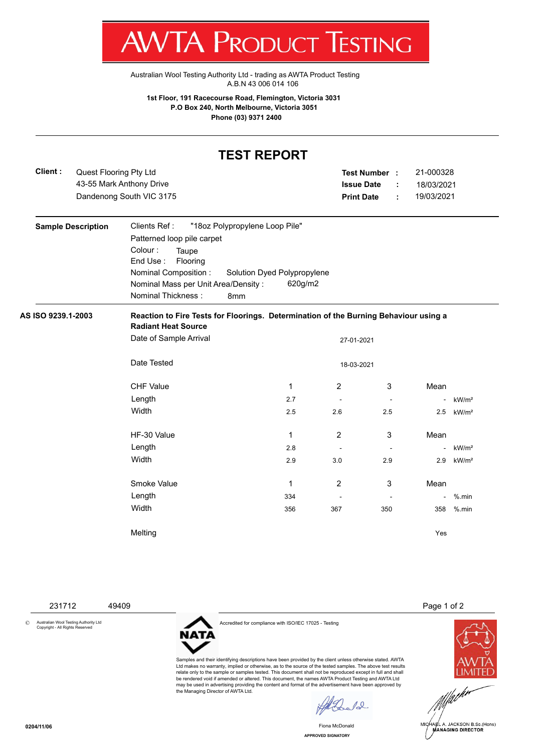# AWTA PRODUCT TESTING

Australian Wool Testing Authority Ltd - trading as AWTA Product Testing
A.B.N 43 006 014 106

**1st Floor, 191 Racecourse Road, Flemington, Victoria 3031**
**P.O Box 240, North Melbourne, Victoria 3051**
**Phone (03) 9371 2400**

## TEST REPORT

**Client :** Quest Flooring Pty Ltd
43-55 Mark Anthony Drive
Dandenong South VIC 3175

**Test Number :** 21-000328
**Issue Date :** 18/03/2021
**Print Date :** 19/03/2021

**Sample Description**

Clients Ref : "18oz Polypropylene Loop Pile"
Patterned loop pile carpet
Colour : Taupe
End Use : Flooring
Nominal Composition : Solution Dyed Polypropylene
Nominal Mass per Unit Area/Density : 620g/m2
Nominal Thickness : 8mm

**AS ISO 9239.1-2003**

**Reaction to Fire Tests for Floorings. Determination of the Burning Behaviour using a Radiant Heat Source**

Date of Sample Arrival: 27-01-2021

Date Tested: 18-03-2021

| CHF Value | 1 | 2 | 3 | Mean | |
|---|---|---|---|---|---|
| Length | 2.7 | - | - | - | kW/m² |
| Width | 2.5 | 2.6 | 2.5 | 2.5 | kW/m² |

| HF-30 Value | 1 | 2 | 3 | Mean | |
|---|---|---|---|---|---|
| Length | 2.8 | - | - | - | kW/m² |
| Width | 2.9 | 3.0 | 2.9 | 2.9 | kW/m² |

| Smoke Value | 1 | 2 | 3 | Mean | |
|---|---|---|---|---|---|
| Length | 334 | - | - | - | %.min |
| Width | 356 | 367 | 350 | 358 | %.min |

Melting: Yes

231712 49409

© Australian Wool Testing Authority Ltd Copyright - All Rights Reserved

Accredited for compliance with ISO/IEC 17025 - Testing

Samples and their identifying descriptions have been provided by the client unless otherwise stated. AWTA Ltd makes no warranty, implied or otherwise, as to the source of the tested samples. The above test results relate only to the sample or samples tested. This document shall not be reproduced except in full and shall be rendered void if amended or altered. This document, the names AWTA Product Testing and AWTA Ltd may be used in advertising providing the content and format of the advertisement have been approved by the Managing Director of AWTA Ltd.

Fiona McDonald
APPROVED SIGNATORY

MICHAEL A. JACKSON B.Sc.(Hons)
MANAGING DIRECTOR

0204/11/06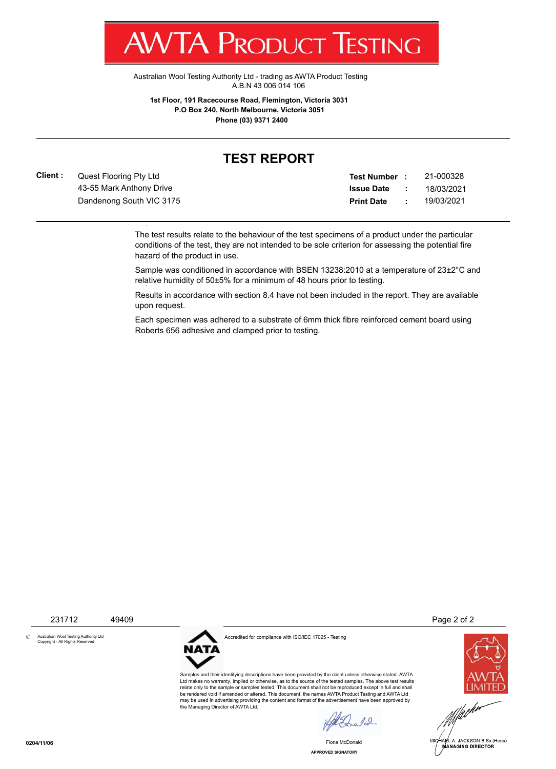Australian Wool Testing Authority Ltd - trading as AWTA Product Testing
A.B.N 43 006 014 106

**1st Floor, 191 Racecourse Road, Flemington, Victoria 3031**
**P.O Box 240, North Melbourne, Victoria 3051**
**Phone (03) 9371 2400**

# TEST REPORT

**Client :** Quest Flooring Pty Ltd
43-55 Mark Anthony Drive
Dandenong South VIC 3175

**Test Number** : 21-000328
**Issue Date** : 18/03/2021
**Print Date** : 19/03/2021

The test results relate to the behaviour of the test specimens of a product under the particular conditions of the test, they are not intended to be sole criterion for assessing the potential fire hazard of the product in use.

Sample was conditioned in accordance with BSEN 13238:2010 at a temperature of 23±2°C and relative humidity of 50±5% for a minimum of 48 hours prior to testing.

Results in accordance with section 8.4 have not been included in the report. They are available upon request.

Each specimen was adhered to a substrate of 6mm thick fibre reinforced cement board using Roberts 656 adhesive and clamped prior to testing.

231712 49409

© Australian Wool Testing Authority Ltd
Copyright - All Rights Reserved

Accredited for compliance with ISO/IEC 17025 - Testing

Samples and their identifying descriptions have been provided by the client unless otherwise stated. AWTA Ltd makes no warranty, implied or otherwise, as to the source of the tested samples. The above test results relate only to the sample or samples tested. This document shall not be reproduced except in full and shall be rendered void if amended or altered. This document, the names AWTA Product Testing and AWTA Ltd may be used in advertising providing the content and format of the advertisement have been approved by the Managing Director of AWTA Ltd.

Fiona McDonald
APPROVED SIGNATORY

MICHAEL A. JACKSON B.Sc.(Hons)
MANAGING DIRECTOR

0204/11/06